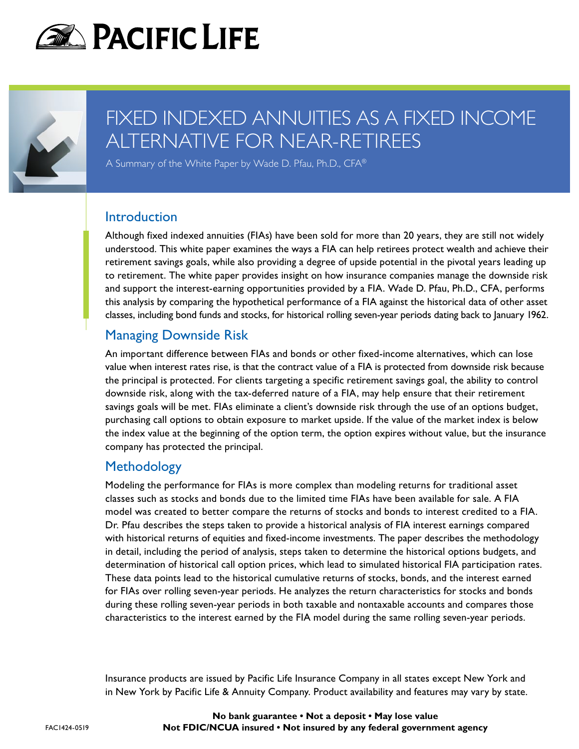# FIXED INDEXED ANNUITIES AS A FIXED INCOME ALTERNATIVE FOR NEAR-RETIREES

A Summary of the White Paper by Wade D. Pfau, Ph.D., CFA®

## Introduction

Although fixed indexed annuities (FIAs) have been sold for more than 20 years, they are still not widely understood. This white paper examines the ways a FIA can help retirees protect wealth and achieve their retirement savings goals, while also providing a degree of upside potential in the pivotal years leading up to retirement. The white paper provides insight on how insurance companies manage the downside risk and support the interest-earning opportunities provided by a FIA. Wade D. Pfau, Ph.D., CFA, performs this analysis by comparing the hypothetical performance of a FIA against the historical data of other asset classes, including bond funds and stocks, for historical rolling seven-year periods dating back to January 1962.

## Managing Downside Risk

An important difference between FIAs and bonds or other fixed-income alternatives, which can lose value when interest rates rise, is that the contract value of a FIA is protected from downside risk because the principal is protected. For clients targeting a specific retirement savings goal, the ability to control downside risk, along with the tax-deferred nature of a FIA, may help ensure that their retirement savings goals will be met. FIAs eliminate a client's downside risk through the use of an options budget, purchasing call options to obtain exposure to market upside. If the value of the market index is below the index value at the beginning of the option term, the option expires without value, but the insurance company has protected the principal.

## Methodology

Modeling the performance for FIAs is more complex than modeling returns for traditional asset classes such as stocks and bonds due to the limited time FIAs have been available for sale. A FIA model was created to better compare the returns of stocks and bonds to interest credited to a FIA. Dr. Pfau describes the steps taken to provide a historical analysis of FIA interest earnings compared with historical returns of equities and fixed-income investments. The paper describes the methodology in detail, including the period of analysis, steps taken to determine the historical options budgets, and determination of historical call option prices, which lead to simulated historical FIA participation rates. These data points lead to the historical cumulative returns of stocks, bonds, and the interest earned for FIAs over rolling seven-year periods. He analyzes the return characteristics for stocks and bonds during these rolling seven-year periods in both taxable and nontaxable accounts and compares those characteristics to the interest earned by the FIA model during the same rolling seven-year periods.

Insurance products are issued by Pacific Life Insurance Company in all states except New York and in New York by Pacific Life & Annuity Company. Product availability and features may vary by state.

**No bank guarantee • Not a deposit • May lose value**
**Not FDIC/NCUA insured • Not insured by any federal government agency**

FAC1424-0519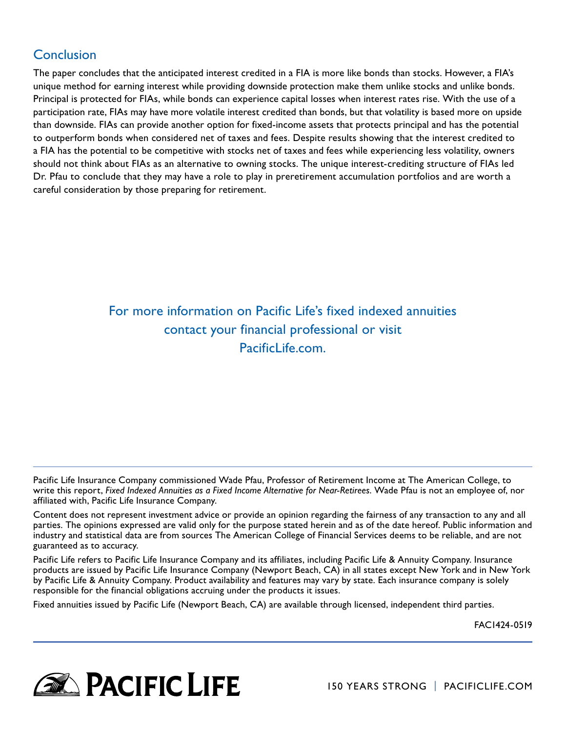## Conclusion

The paper concludes that the anticipated interest credited in a FIA is more like bonds than stocks. However, a FIA's unique method for earning interest while providing downside protection make them unlike stocks and unlike bonds. Principal is protected for FIAs, while bonds can experience capital losses when interest rates rise. With the use of a participation rate, FIAs may have more volatile interest credited than bonds, but that volatility is based more on upside than downside. FIAs can provide another option for fixed-income assets that protects principal and has the potential to outperform bonds when considered net of taxes and fees. Despite results showing that the interest credited to a FIA has the potential to be competitive with stocks net of taxes and fees while experiencing less volatility, owners should not think about FIAs as an alternative to owning stocks. The unique interest-crediting structure of FIAs led Dr. Pfau to conclude that they may have a role to play in preretirement accumulation portfolios and are worth a careful consideration by those preparing for retirement.

For more information on Pacific Life's fixed indexed annuities contact your financial professional or visit PacificLife.com.

---

Pacific Life Insurance Company commissioned Wade Pfau, Professor of Retirement Income at The American College, to write this report, *Fixed Indexed Annuities as a Fixed Income Alternative for Near-Retirees*. Wade Pfau is not an employee of, nor affiliated with, Pacific Life Insurance Company.

Content does not represent investment advice or provide an opinion regarding the fairness of any transaction to any and all parties. The opinions expressed are valid only for the purpose stated herein and as of the date hereof. Public information and industry and statistical data are from sources The American College of Financial Services deems to be reliable, and are not guaranteed as to accuracy.

Pacific Life refers to Pacific Life Insurance Company and its affiliates, including Pacific Life & Annuity Company. Insurance products are issued by Pacific Life Insurance Company (Newport Beach, CA) in all states except New York and in New York by Pacific Life & Annuity Company. Product availability and features may vary by state. Each insurance company is solely responsible for the financial obligations accruing under the products it issues.

Fixed annuities issued by Pacific Life (Newport Beach, CA) are available through licensed, independent third parties.

FAC1424-0519

PACIFIC LIFE

150 YEARS STRONG | PACIFICLIFE.COM